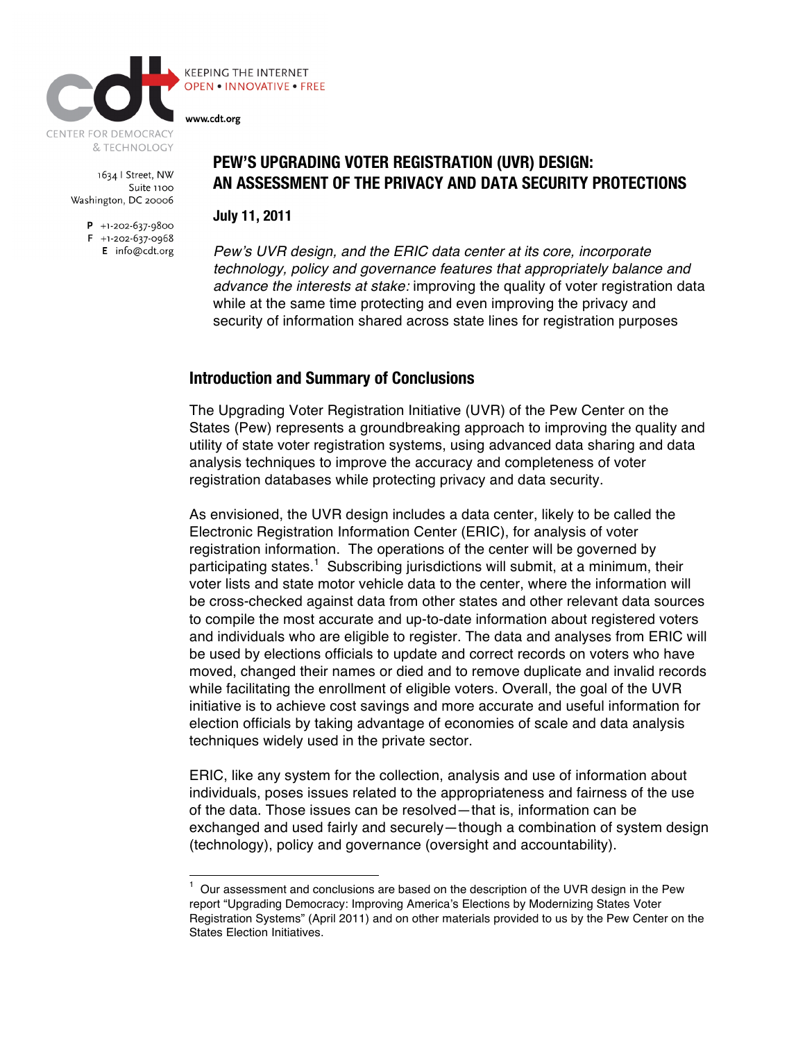CENTER FOR DEMOCRACY & TECHNOLOGY

KEEPING THE INTERNET
OPEN • INNOVATIVE • FREE

www.cdt.org

1634 I Street, NW
Suite 1100
Washington, DC 20006

P +1-202-637-9800
F +1-202-637-0968
E info@cdt.org

# PEW'S UPGRADING VOTER REGISTRATION (UVR) DESIGN: AN ASSESSMENT OF THE PRIVACY AND DATA SECURITY PROTECTIONS

**July 11, 2011**

*Pew's UVR design, and the ERIC data center at its core, incorporate technology, policy and governance features that appropriately balance and advance the interests at stake:* improving the quality of voter registration data while at the same time protecting and even improving the privacy and security of information shared across state lines for registration purposes

## Introduction and Summary of Conclusions

The Upgrading Voter Registration Initiative (UVR) of the Pew Center on the States (Pew) represents a groundbreaking approach to improving the quality and utility of state voter registration systems, using advanced data sharing and data analysis techniques to improve the accuracy and completeness of voter registration databases while protecting privacy and data security.

As envisioned, the UVR design includes a data center, likely to be called the Electronic Registration Information Center (ERIC), for analysis of voter registration information. The operations of the center will be governed by participating states.[1] Subscribing jurisdictions will submit, at a minimum, their voter lists and state motor vehicle data to the center, where the information will be cross-checked against data from other states and other relevant data sources to compile the most accurate and up-to-date information about registered voters and individuals who are eligible to register. The data and analyses from ERIC will be used by elections officials to update and correct records on voters who have moved, changed their names or died and to remove duplicate and invalid records while facilitating the enrollment of eligible voters. Overall, the goal of the UVR initiative is to achieve cost savings and more accurate and useful information for election officials by taking advantage of economies of scale and data analysis techniques widely used in the private sector.

ERIC, like any system for the collection, analysis and use of information about individuals, poses issues related to the appropriateness and fairness of the use of the data. Those issues can be resolved—that is, information can be exchanged and used fairly and securely—though a combination of system design (technology), policy and governance (oversight and accountability).

[1] Our assessment and conclusions are based on the description of the UVR design in the Pew report "Upgrading Democracy: Improving America's Elections by Modernizing States Voter Registration Systems" (April 2011) and on other materials provided to us by the Pew Center on the States Election Initiatives.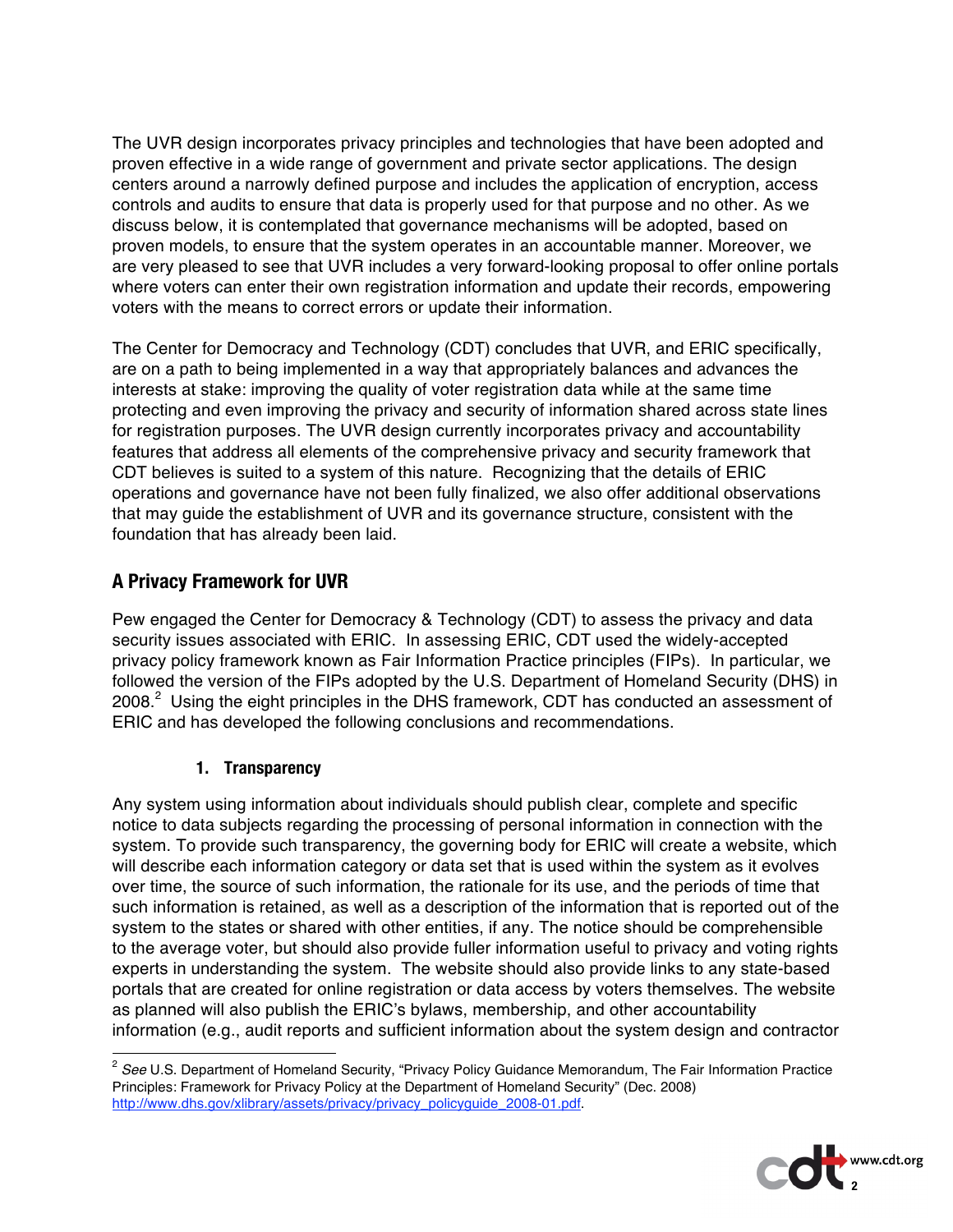The UVR design incorporates privacy principles and technologies that have been adopted and proven effective in a wide range of government and private sector applications. The design centers around a narrowly defined purpose and includes the application of encryption, access controls and audits to ensure that data is properly used for that purpose and no other. As we discuss below, it is contemplated that governance mechanisms will be adopted, based on proven models, to ensure that the system operates in an accountable manner. Moreover, we are very pleased to see that UVR includes a very forward-looking proposal to offer online portals where voters can enter their own registration information and update their records, empowering voters with the means to correct errors or update their information.

The Center for Democracy and Technology (CDT) concludes that UVR, and ERIC specifically, are on a path to being implemented in a way that appropriately balances and advances the interests at stake: improving the quality of voter registration data while at the same time protecting and even improving the privacy and security of information shared across state lines for registration purposes. The UVR design currently incorporates privacy and accountability features that address all elements of the comprehensive privacy and security framework that CDT believes is suited to a system of this nature. Recognizing that the details of ERIC operations and governance have not been fully finalized, we also offer additional observations that may guide the establishment of UVR and its governance structure, consistent with the foundation that has already been laid.

## A Privacy Framework for UVR

Pew engaged the Center for Democracy & Technology (CDT) to assess the privacy and data security issues associated with ERIC. In assessing ERIC, CDT used the widely-accepted privacy policy framework known as Fair Information Practice principles (FIPs). In particular, we followed the version of the FIPs adopted by the U.S. Department of Homeland Security (DHS) in 2008.[2] Using the eight principles in the DHS framework, CDT has conducted an assessment of ERIC and has developed the following conclusions and recommendations.

### 1. Transparency

Any system using information about individuals should publish clear, complete and specific notice to data subjects regarding the processing of personal information in connection with the system. To provide such transparency, the governing body for ERIC will create a website, which will describe each information category or data set that is used within the system as it evolves over time, the source of such information, the rationale for its use, and the periods of time that such information is retained, as well as a description of the information that is reported out of the system to the states or shared with other entities, if any. The notice should be comprehensible to the average voter, but should also provide fuller information useful to privacy and voting rights experts in understanding the system. The website should also provide links to any state-based portals that are created for online registration or data access by voters themselves. The website as planned will also publish the ERIC's bylaws, membership, and other accountability information (e.g., audit reports and sufficient information about the system design and contractor

---

[2] *See* U.S. Department of Homeland Security, "Privacy Policy Guidance Memorandum, The Fair Information Practice Principles: Framework for Privacy Policy at the Department of Homeland Security" (Dec. 2008) http://www.dhs.gov/xlibrary/assets/privacy/privacy_policyguide_2008-01.pdf.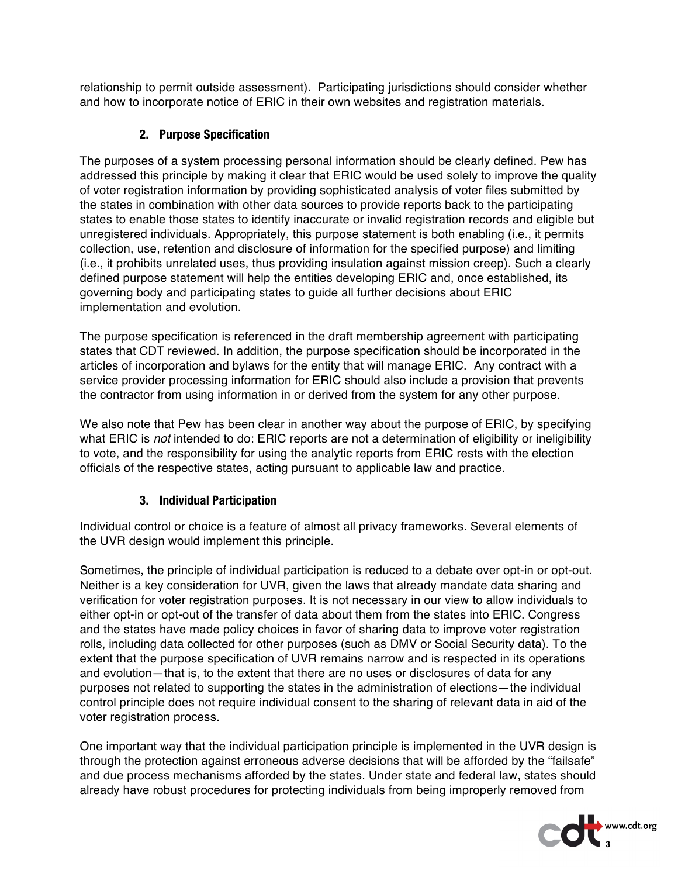relationship to permit outside assessment). Participating jurisdictions should consider whether and how to incorporate notice of ERIC in their own websites and registration materials.

### 2. Purpose Specification

The purposes of a system processing personal information should be clearly defined. Pew has addressed this principle by making it clear that ERIC would be used solely to improve the quality of voter registration information by providing sophisticated analysis of voter files submitted by the states in combination with other data sources to provide reports back to the participating states to enable those states to identify inaccurate or invalid registration records and eligible but unregistered individuals. Appropriately, this purpose statement is both enabling (i.e., it permits collection, use, retention and disclosure of information for the specified purpose) and limiting (i.e., it prohibits unrelated uses, thus providing insulation against mission creep). Such a clearly defined purpose statement will help the entities developing ERIC and, once established, its governing body and participating states to guide all further decisions about ERIC implementation and evolution.

The purpose specification is referenced in the draft membership agreement with participating states that CDT reviewed. In addition, the purpose specification should be incorporated in the articles of incorporation and bylaws for the entity that will manage ERIC. Any contract with a service provider processing information for ERIC should also include a provision that prevents the contractor from using information in or derived from the system for any other purpose.

We also note that Pew has been clear in another way about the purpose of ERIC, by specifying what ERIC is *not* intended to do: ERIC reports are not a determination of eligibility or ineligibility to vote, and the responsibility for using the analytic reports from ERIC rests with the election officials of the respective states, acting pursuant to applicable law and practice.

### 3. Individual Participation

Individual control or choice is a feature of almost all privacy frameworks. Several elements of the UVR design would implement this principle.

Sometimes, the principle of individual participation is reduced to a debate over opt-in or opt-out. Neither is a key consideration for UVR, given the laws that already mandate data sharing and verification for voter registration purposes. It is not necessary in our view to allow individuals to either opt-in or opt-out of the transfer of data about them from the states into ERIC. Congress and the states have made policy choices in favor of sharing data to improve voter registration rolls, including data collected for other purposes (such as DMV or Social Security data). To the extent that the purpose specification of UVR remains narrow and is respected in its operations and evolution—that is, to the extent that there are no uses or disclosures of data for any purposes not related to supporting the states in the administration of elections—the individual control principle does not require individual consent to the sharing of relevant data in aid of the voter registration process.

One important way that the individual participation principle is implemented in the UVR design is through the protection against erroneous adverse decisions that will be afforded by the "failsafe" and due process mechanisms afforded by the states. Under state and federal law, states should already have robust procedures for protecting individuals from being improperly removed from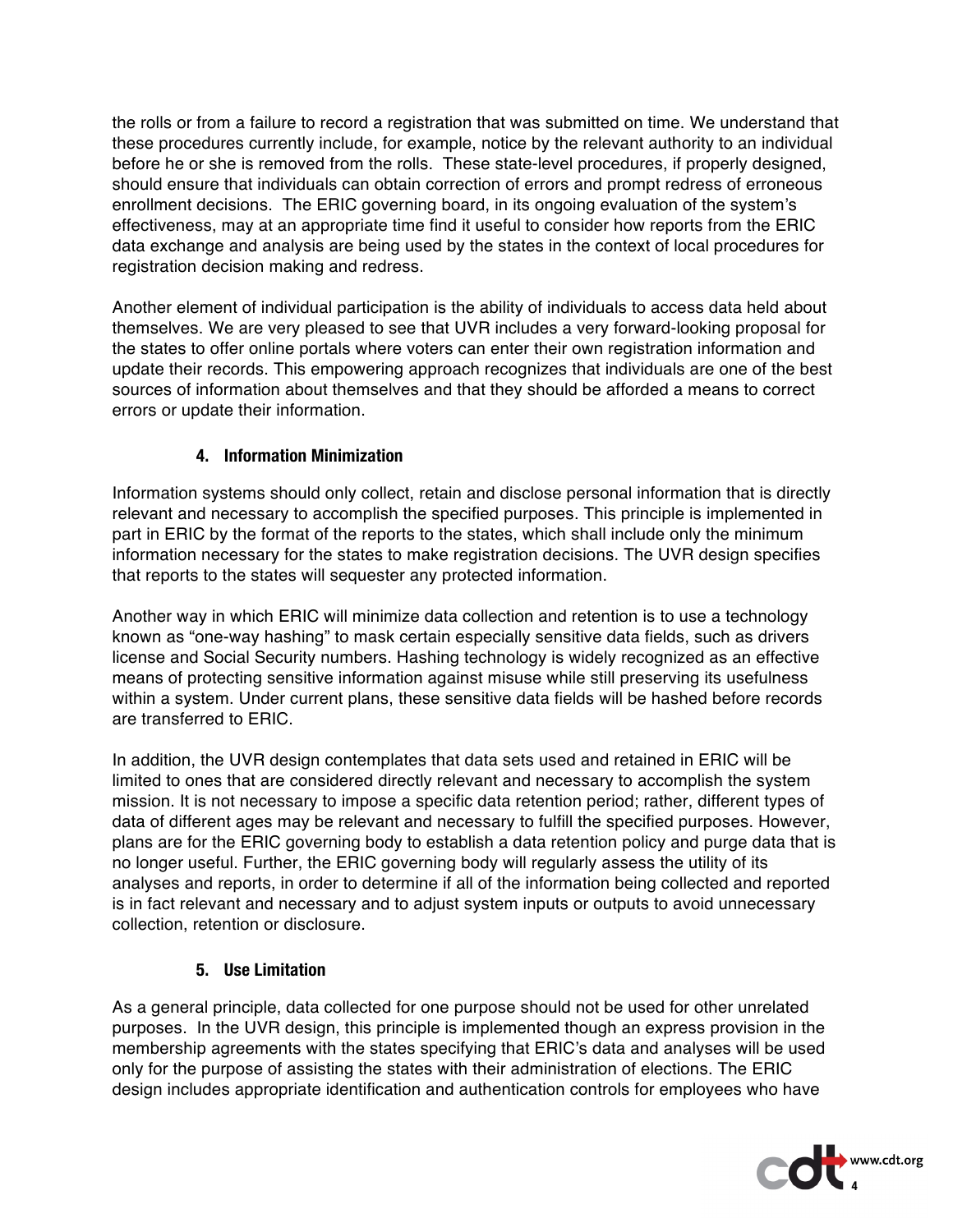the rolls or from a failure to record a registration that was submitted on time. We understand that these procedures currently include, for example, notice by the relevant authority to an individual before he or she is removed from the rolls. These state-level procedures, if properly designed, should ensure that individuals can obtain correction of errors and prompt redress of erroneous enrollment decisions. The ERIC governing board, in its ongoing evaluation of the system's effectiveness, may at an appropriate time find it useful to consider how reports from the ERIC data exchange and analysis are being used by the states in the context of local procedures for registration decision making and redress.

Another element of individual participation is the ability of individuals to access data held about themselves. We are very pleased to see that UVR includes a very forward-looking proposal for the states to offer online portals where voters can enter their own registration information and update their records. This empowering approach recognizes that individuals are one of the best sources of information about themselves and that they should be afforded a means to correct errors or update their information.

### 4. Information Minimization

Information systems should only collect, retain and disclose personal information that is directly relevant and necessary to accomplish the specified purposes. This principle is implemented in part in ERIC by the format of the reports to the states, which shall include only the minimum information necessary for the states to make registration decisions. The UVR design specifies that reports to the states will sequester any protected information.

Another way in which ERIC will minimize data collection and retention is to use a technology known as "one-way hashing" to mask certain especially sensitive data fields, such as drivers license and Social Security numbers. Hashing technology is widely recognized as an effective means of protecting sensitive information against misuse while still preserving its usefulness within a system. Under current plans, these sensitive data fields will be hashed before records are transferred to ERIC.

In addition, the UVR design contemplates that data sets used and retained in ERIC will be limited to ones that are considered directly relevant and necessary to accomplish the system mission. It is not necessary to impose a specific data retention period; rather, different types of data of different ages may be relevant and necessary to fulfill the specified purposes. However, plans are for the ERIC governing body to establish a data retention policy and purge data that is no longer useful. Further, the ERIC governing body will regularly assess the utility of its analyses and reports, in order to determine if all of the information being collected and reported is in fact relevant and necessary and to adjust system inputs or outputs to avoid unnecessary collection, retention or disclosure.

### 5. Use Limitation

As a general principle, data collected for one purpose should not be used for other unrelated purposes. In the UVR design, this principle is implemented though an express provision in the membership agreements with the states specifying that ERIC's data and analyses will be used only for the purpose of assisting the states with their administration of elections. The ERIC design includes appropriate identification and authentication controls for employees who have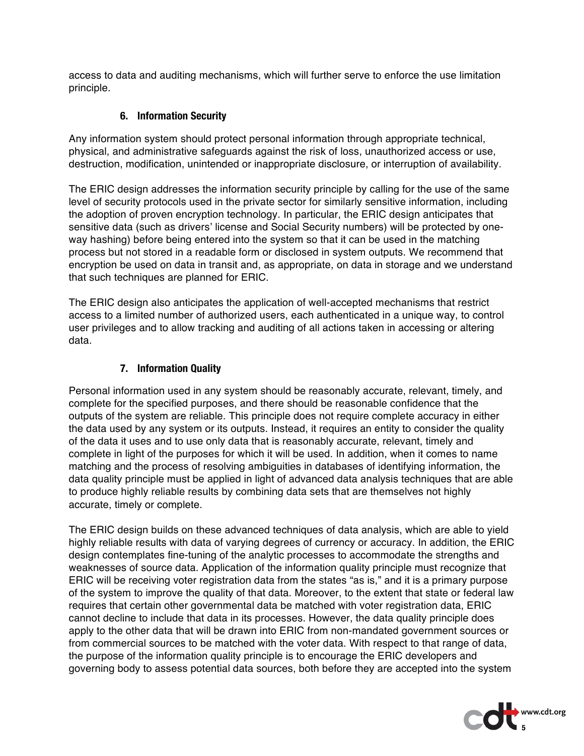access to data and auditing mechanisms, which will further serve to enforce the use limitation principle.

### 6. Information Security

Any information system should protect personal information through appropriate technical, physical, and administrative safeguards against the risk of loss, unauthorized access or use, destruction, modification, unintended or inappropriate disclosure, or interruption of availability.

The ERIC design addresses the information security principle by calling for the use of the same level of security protocols used in the private sector for similarly sensitive information, including the adoption of proven encryption technology. In particular, the ERIC design anticipates that sensitive data (such as drivers' license and Social Security numbers) will be protected by one-way hashing) before being entered into the system so that it can be used in the matching process but not stored in a readable form or disclosed in system outputs. We recommend that encryption be used on data in transit and, as appropriate, on data in storage and we understand that such techniques are planned for ERIC.

The ERIC design also anticipates the application of well-accepted mechanisms that restrict access to a limited number of authorized users, each authenticated in a unique way, to control user privileges and to allow tracking and auditing of all actions taken in accessing or altering data.

### 7. Information Quality

Personal information used in any system should be reasonably accurate, relevant, timely, and complete for the specified purposes, and there should be reasonable confidence that the outputs of the system are reliable. This principle does not require complete accuracy in either the data used by any system or its outputs. Instead, it requires an entity to consider the quality of the data it uses and to use only data that is reasonably accurate, relevant, timely and complete in light of the purposes for which it will be used. In addition, when it comes to name matching and the process of resolving ambiguities in databases of identifying information, the data quality principle must be applied in light of advanced data analysis techniques that are able to produce highly reliable results by combining data sets that are themselves not highly accurate, timely or complete.

The ERIC design builds on these advanced techniques of data analysis, which are able to yield highly reliable results with data of varying degrees of currency or accuracy. In addition, the ERIC design contemplates fine-tuning of the analytic processes to accommodate the strengths and weaknesses of source data. Application of the information quality principle must recognize that ERIC will be receiving voter registration data from the states "as is," and it is a primary purpose of the system to improve the quality of that data. Moreover, to the extent that state or federal law requires that certain other governmental data be matched with voter registration data, ERIC cannot decline to include that data in its processes. However, the data quality principle does apply to the other data that will be drawn into ERIC from non-mandated government sources or from commercial sources to be matched with the voter data. With respect to that range of data, the purpose of the information quality principle is to encourage the ERIC developers and governing body to assess potential data sources, both before they are accepted into the system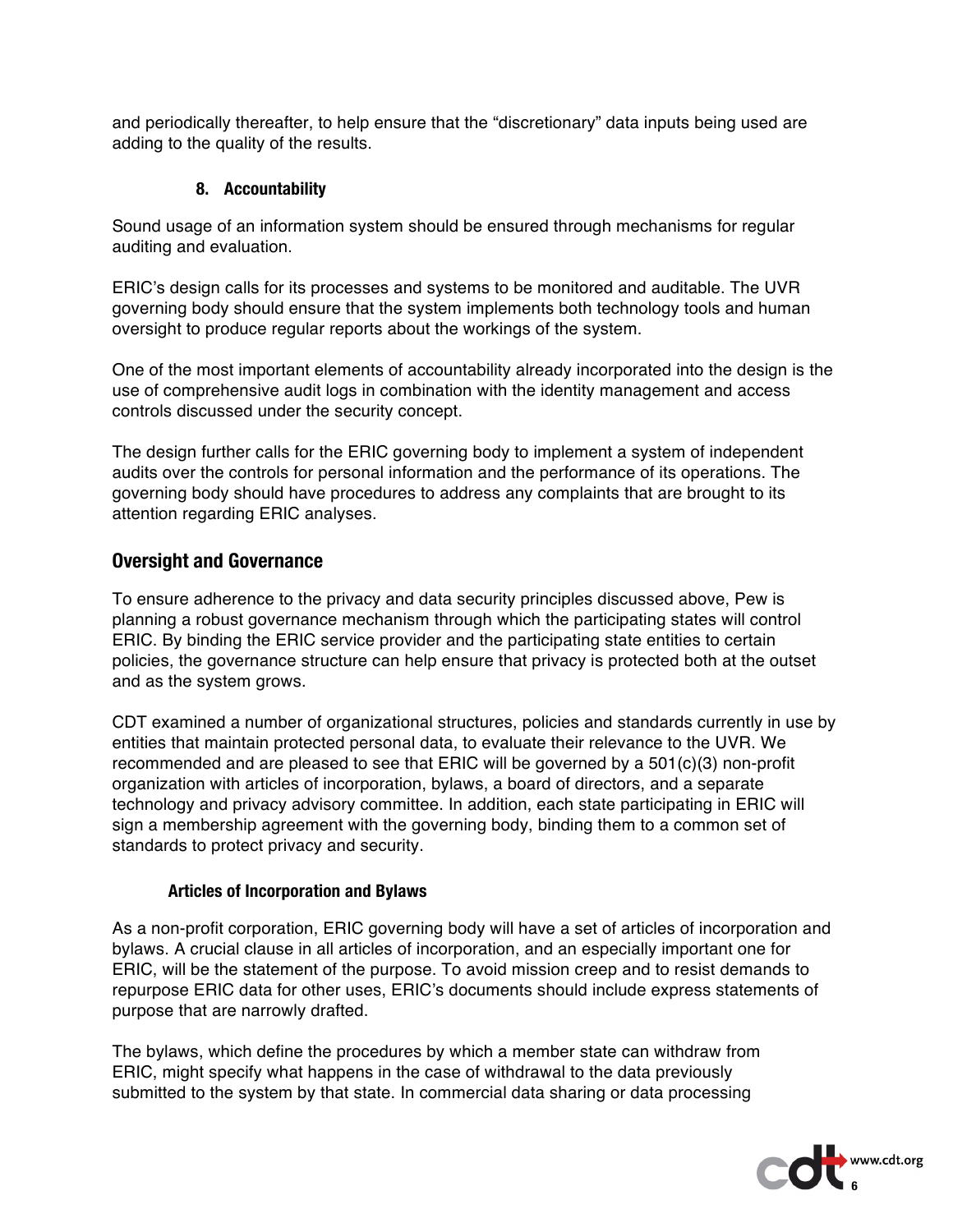and periodically thereafter, to help ensure that the "discretionary" data inputs being used are adding to the quality of the results.

#### 8. Accountability

Sound usage of an information system should be ensured through mechanisms for regular auditing and evaluation.

ERIC's design calls for its processes and systems to be monitored and auditable. The UVR governing body should ensure that the system implements both technology tools and human oversight to produce regular reports about the workings of the system.

One of the most important elements of accountability already incorporated into the design is the use of comprehensive audit logs in combination with the identity management and access controls discussed under the security concept.

The design further calls for the ERIC governing body to implement a system of independent audits over the controls for personal information and the performance of its operations. The governing body should have procedures to address any complaints that are brought to its attention regarding ERIC analyses.

## Oversight and Governance

To ensure adherence to the privacy and data security principles discussed above, Pew is planning a robust governance mechanism through which the participating states will control ERIC. By binding the ERIC service provider and the participating state entities to certain policies, the governance structure can help ensure that privacy is protected both at the outset and as the system grows.

CDT examined a number of organizational structures, policies and standards currently in use by entities that maintain protected personal data, to evaluate their relevance to the UVR. We recommended and are pleased to see that ERIC will be governed by a 501(c)(3) non-profit organization with articles of incorporation, bylaws, a board of directors, and a separate technology and privacy advisory committee. In addition, each state participating in ERIC will sign a membership agreement with the governing body, binding them to a common set of standards to protect privacy and security.

#### Articles of Incorporation and Bylaws

As a non-profit corporation, ERIC governing body will have a set of articles of incorporation and bylaws. A crucial clause in all articles of incorporation, and an especially important one for ERIC, will be the statement of the purpose. To avoid mission creep and to resist demands to repurpose ERIC data for other uses, ERIC's documents should include express statements of purpose that are narrowly drafted.

The bylaws, which define the procedures by which a member state can withdraw from ERIC, might specify what happens in the case of withdrawal to the data previously submitted to the system by that state. In commercial data sharing or data processing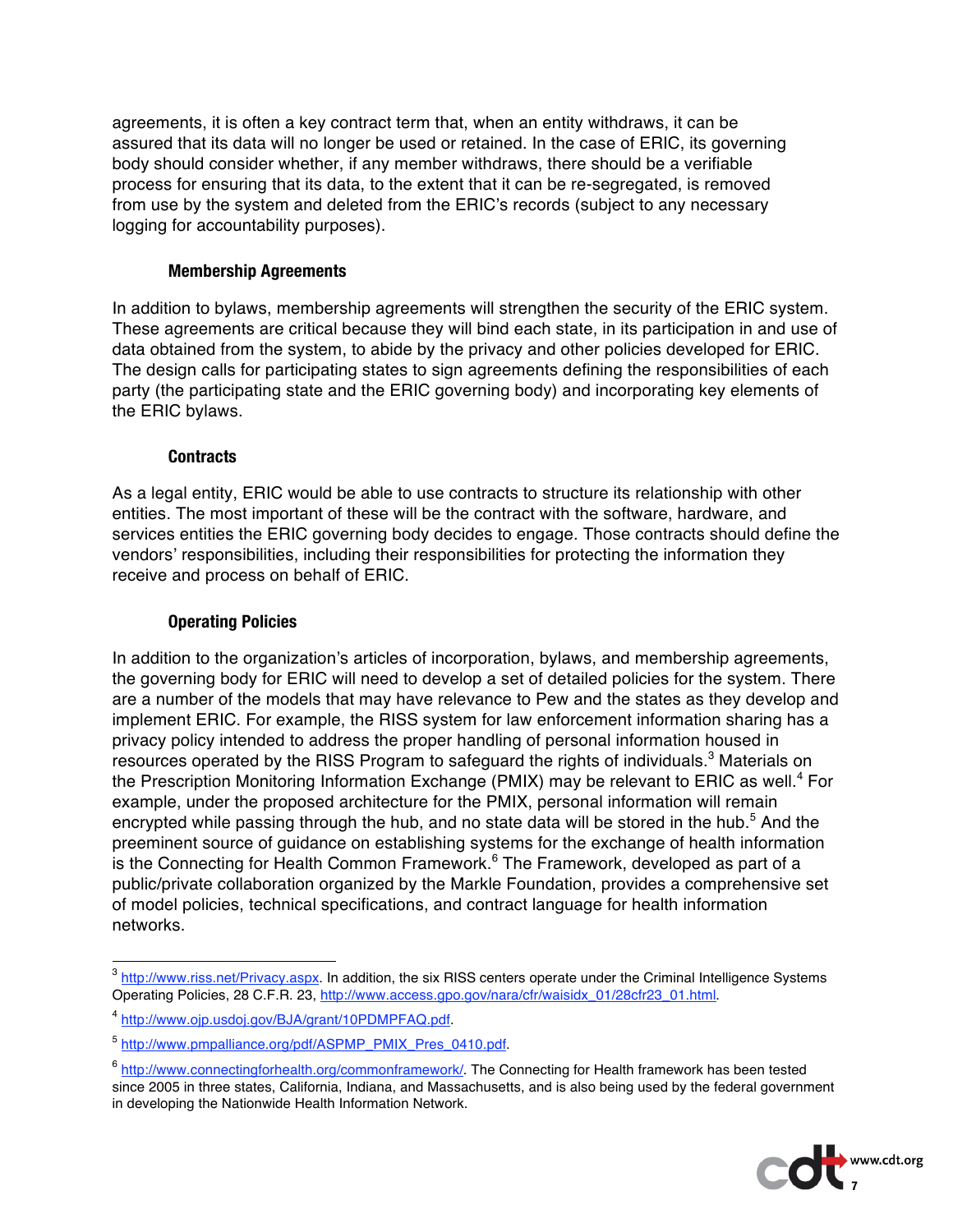agreements, it is often a key contract term that, when an entity withdraws, it can be assured that its data will no longer be used or retained. In the case of ERIC, its governing body should consider whether, if any member withdraws, there should be a verifiable process for ensuring that its data, to the extent that it can be re-segregated, is removed from use by the system and deleted from the ERIC's records (subject to any necessary logging for accountability purposes).

### Membership Agreements

In addition to bylaws, membership agreements will strengthen the security of the ERIC system. These agreements are critical because they will bind each state, in its participation in and use of data obtained from the system, to abide by the privacy and other policies developed for ERIC. The design calls for participating states to sign agreements defining the responsibilities of each party (the participating state and the ERIC governing body) and incorporating key elements of the ERIC bylaws.

### Contracts

As a legal entity, ERIC would be able to use contracts to structure its relationship with other entities. The most important of these will be the contract with the software, hardware, and services entities the ERIC governing body decides to engage. Those contracts should define the vendors' responsibilities, including their responsibilities for protecting the information they receive and process on behalf of ERIC.

### Operating Policies

In addition to the organization's articles of incorporation, bylaws, and membership agreements, the governing body for ERIC will need to develop a set of detailed policies for the system. There are a number of the models that may have relevance to Pew and the states as they develop and implement ERIC. For example, the RISS system for law enforcement information sharing has a privacy policy intended to address the proper handling of personal information housed in resources operated by the RISS Program to safeguard the rights of individuals.[3] Materials on the Prescription Monitoring Information Exchange (PMIX) may be relevant to ERIC as well.[4] For example, under the proposed architecture for the PMIX, personal information will remain encrypted while passing through the hub, and no state data will be stored in the hub.[5] And the preeminent source of guidance on establishing systems for the exchange of health information is the Connecting for Health Common Framework.[6] The Framework, developed as part of a public/private collaboration organized by the Markle Foundation, provides a comprehensive set of model policies, technical specifications, and contract language for health information networks.

---

[3] http://www.riss.net/Privacy.aspx. In addition, the six RISS centers operate under the Criminal Intelligence Systems Operating Policies, 28 C.F.R. 23, http://www.access.gpo.gov/nara/cfr/waisidx_01/28cfr23_01.html.

[4] http://www.ojp.usdoj.gov/BJA/grant/10PDMPFAQ.pdf.

[5] http://www.pmpalliance.org/pdf/ASPMP_PMIX_Pres_0410.pdf.

[6] http://www.connectingforhealth.org/commonframework/. The Connecting for Health framework has been tested since 2005 in three states, California, Indiana, and Massachusetts, and is also being used by the federal government in developing the Nationwide Health Information Network.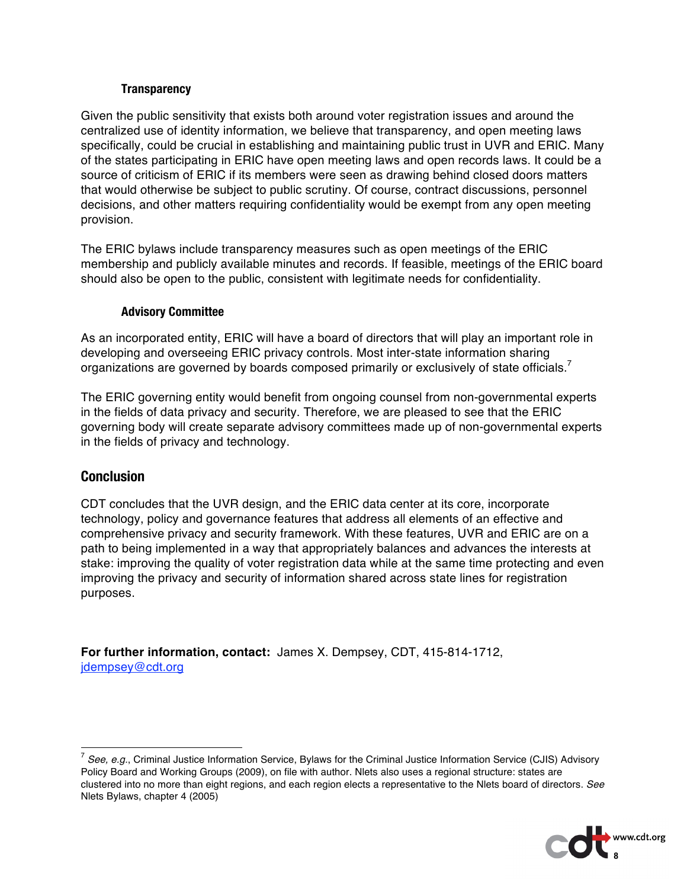### Transparency

Given the public sensitivity that exists both around voter registration issues and around the centralized use of identity information, we believe that transparency, and open meeting laws specifically, could be crucial in establishing and maintaining public trust in UVR and ERIC. Many of the states participating in ERIC have open meeting laws and open records laws. It could be a source of criticism of ERIC if its members were seen as drawing behind closed doors matters that would otherwise be subject to public scrutiny. Of course, contract discussions, personnel decisions, and other matters requiring confidentiality would be exempt from any open meeting provision.

The ERIC bylaws include transparency measures such as open meetings of the ERIC membership and publicly available minutes and records. If feasible, meetings of the ERIC board should also be open to the public, consistent with legitimate needs for confidentiality.

### Advisory Committee

As an incorporated entity, ERIC will have a board of directors that will play an important role in developing and overseeing ERIC privacy controls. Most inter-state information sharing organizations are governed by boards composed primarily or exclusively of state officials.[7]

The ERIC governing entity would benefit from ongoing counsel from non-governmental experts in the fields of data privacy and security. Therefore, we are pleased to see that the ERIC governing body will create separate advisory committees made up of non-governmental experts in the fields of privacy and technology.

## Conclusion

CDT concludes that the UVR design, and the ERIC data center at its core, incorporate technology, policy and governance features that address all elements of an effective and comprehensive privacy and security framework. With these features, UVR and ERIC are on a path to being implemented in a way that appropriately balances and advances the interests at stake: improving the quality of voter registration data while at the same time protecting and even improving the privacy and security of information shared across state lines for registration purposes.

**For further information, contact:** James X. Dempsey, CDT, 415-814-1712, jdempsey@cdt.org

[7] *See, e.g.*, Criminal Justice Information Service, Bylaws for the Criminal Justice Information Service (CJIS) Advisory Policy Board and Working Groups (2009), on file with author. Nlets also uses a regional structure: states are clustered into no more than eight regions, and each region elects a representative to the Nlets board of directors. *See* Nlets Bylaws, chapter 4 (2005)